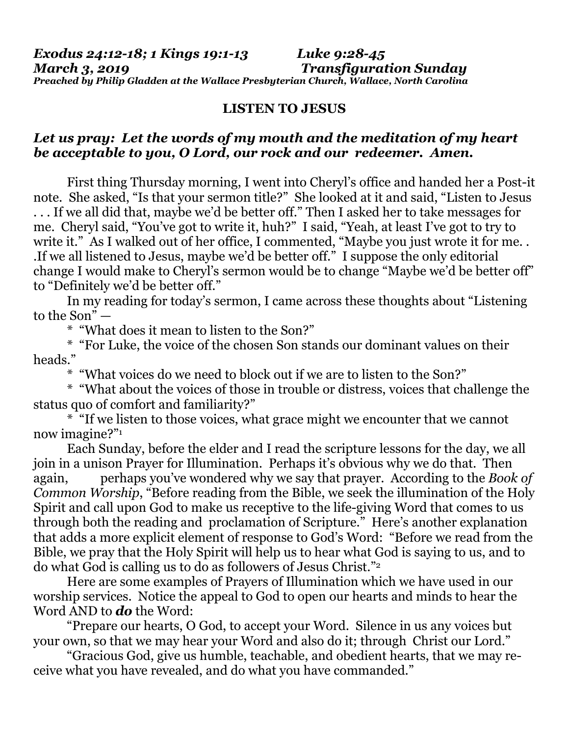***Exodus 24:12-18; 1 Kings 19:1-13 Luke 9:28-45***
***March 3, 2019 Transfiguration Sunday***
***Preached by Philip Gladden at the Wallace Presbyterian Church, Wallace, North Carolina***

## LISTEN TO JESUS

### *Let us pray: Let the words of my mouth and the meditation of my heart be acceptable to you, O Lord, our rock and our redeemer. Amen.*

First thing Thursday morning, I went into Cheryl's office and handed her a Post-it note. She asked, "Is that your sermon title?" She looked at it and said, "Listen to Jesus . . . If we all did that, maybe we'd be better off." Then I asked her to take messages for me. Cheryl said, "You've got to write it, huh?" I said, "Yeah, at least I've got to try to write it." As I walked out of her office, I commented, "Maybe you just wrote it for me. . .If we all listened to Jesus, maybe we'd be better off." I suppose the only editorial change I would make to Cheryl's sermon would be to change "Maybe we'd be better off" to "Definitely we'd be better off."

In my reading for today's sermon, I came across these thoughts about "Listening to the Son" —

\* "What does it mean to listen to the Son?"

\* "For Luke, the voice of the chosen Son stands our dominant values on their heads."

\* "What voices do we need to block out if we are to listen to the Son?"

\* "What about the voices of those in trouble or distress, voices that challenge the status quo of comfort and familiarity?"

\* "If we listen to those voices, what grace might we encounter that we cannot now imagine?"[1]

Each Sunday, before the elder and I read the scripture lessons for the day, we all join in a unison Prayer for Illumination. Perhaps it's obvious why we do that. Then again, perhaps you've wondered why we say that prayer. According to the *Book of Common Worship*, "Before reading from the Bible, we seek the illumination of the Holy Spirit and call upon God to make us receptive to the life-giving Word that comes to us through both the reading and proclamation of Scripture." Here's another explanation that adds a more explicit element of response to God's Word: "Before we read from the Bible, we pray that the Holy Spirit will help us to hear what God is saying to us, and to do what God is calling us to do as followers of Jesus Christ."[2]

Here are some examples of Prayers of Illumination which we have used in our worship services. Notice the appeal to God to open our hearts and minds to hear the Word AND to ***do*** the Word:

"Prepare our hearts, O God, to accept your Word. Silence in us any voices but your own, so that we may hear your Word and also do it; through Christ our Lord."

"Gracious God, give us humble, teachable, and obedient hearts, that we may receive what you have revealed, and do what you have commanded."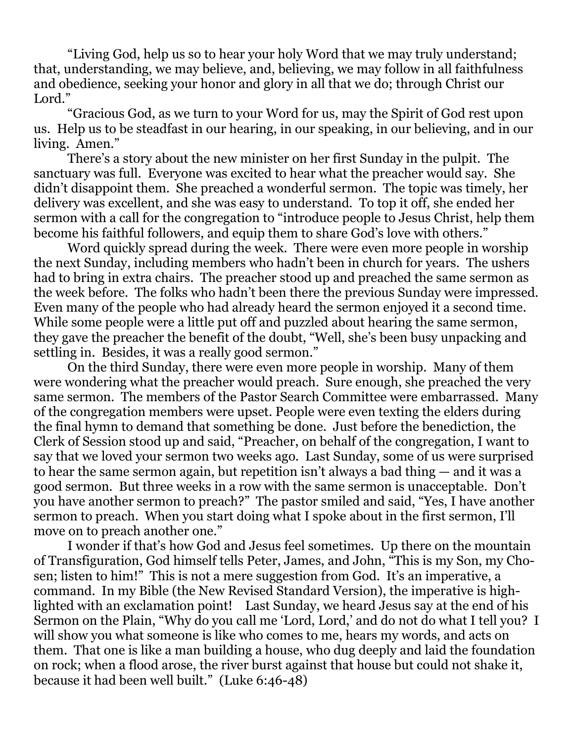"Living God, help us so to hear your holy Word that we may truly understand; that, understanding, we may believe, and, believing, we may follow in all faithfulness and obedience, seeking your honor and glory in all that we do; through Christ our Lord."

"Gracious God, as we turn to your Word for us, may the Spirit of God rest upon us. Help us to be steadfast in our hearing, in our speaking, in our believing, and in our living. Amen."

There's a story about the new minister on her first Sunday in the pulpit. The sanctuary was full. Everyone was excited to hear what the preacher would say. She didn't disappoint them. She preached a wonderful sermon. The topic was timely, her delivery was excellent, and she was easy to understand. To top it off, she ended her sermon with a call for the congregation to "introduce people to Jesus Christ, help them become his faithful followers, and equip them to share God's love with others."

Word quickly spread during the week. There were even more people in worship the next Sunday, including members who hadn't been in church for years. The ushers had to bring in extra chairs. The preacher stood up and preached the same sermon as the week before. The folks who hadn't been there the previous Sunday were impressed. Even many of the people who had already heard the sermon enjoyed it a second time. While some people were a little put off and puzzled about hearing the same sermon, they gave the preacher the benefit of the doubt, "Well, she's been busy unpacking and settling in. Besides, it was a really good sermon."

On the third Sunday, there were even more people in worship. Many of them were wondering what the preacher would preach. Sure enough, she preached the very same sermon. The members of the Pastor Search Committee were embarrassed. Many of the congregation members were upset. People were even texting the elders during the final hymn to demand that something be done. Just before the benediction, the Clerk of Session stood up and said, "Preacher, on behalf of the congregation, I want to say that we loved your sermon two weeks ago. Last Sunday, some of us were surprised to hear the same sermon again, but repetition isn't always a bad thing — and it was a good sermon. But three weeks in a row with the same sermon is unacceptable. Don't you have another sermon to preach?" The pastor smiled and said, "Yes, I have another sermon to preach. When you start doing what I spoke about in the first sermon, I'll move on to preach another one."

I wonder if that's how God and Jesus feel sometimes. Up there on the mountain of Transfiguration, God himself tells Peter, James, and John, "This is my Son, my Chosen; listen to him!" This is not a mere suggestion from God. It's an imperative, a command. In my Bible (the New Revised Standard Version), the imperative is highlighted with an exclamation point! Last Sunday, we heard Jesus say at the end of his Sermon on the Plain, "Why do you call me 'Lord, Lord,' and do not do what I tell you? I will show you what someone is like who comes to me, hears my words, and acts on them. That one is like a man building a house, who dug deeply and laid the foundation on rock; when a flood arose, the river burst against that house but could not shake it, because it had been well built." (Luke 6:46-48)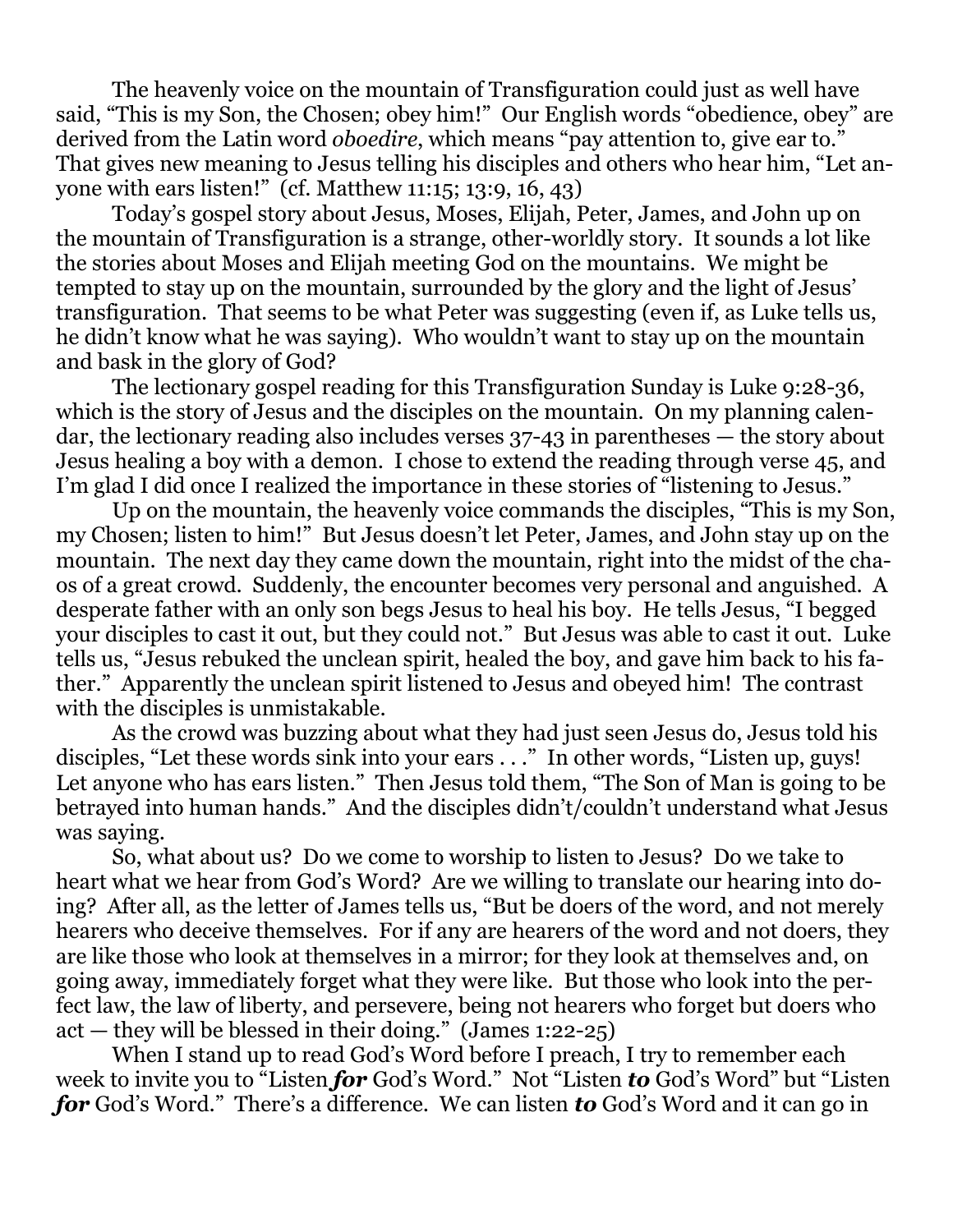The heavenly voice on the mountain of Transfiguration could just as well have said, "This is my Son, the Chosen; obey him!" Our English words "obedience, obey" are derived from the Latin word *oboedire*, which means "pay attention to, give ear to." That gives new meaning to Jesus telling his disciples and others who hear him, "Let anyone with ears listen!" (cf. Matthew 11:15; 13:9, 16, 43)

Today's gospel story about Jesus, Moses, Elijah, Peter, James, and John up on the mountain of Transfiguration is a strange, other-worldly story. It sounds a lot like the stories about Moses and Elijah meeting God on the mountains. We might be tempted to stay up on the mountain, surrounded by the glory and the light of Jesus' transfiguration. That seems to be what Peter was suggesting (even if, as Luke tells us, he didn't know what he was saying). Who wouldn't want to stay up on the mountain and bask in the glory of God?

The lectionary gospel reading for this Transfiguration Sunday is Luke 9:28-36, which is the story of Jesus and the disciples on the mountain. On my planning calendar, the lectionary reading also includes verses 37-43 in parentheses — the story about Jesus healing a boy with a demon. I chose to extend the reading through verse 45, and I'm glad I did once I realized the importance in these stories of "listening to Jesus."

Up on the mountain, the heavenly voice commands the disciples, "This is my Son, my Chosen; listen to him!" But Jesus doesn't let Peter, James, and John stay up on the mountain. The next day they came down the mountain, right into the midst of the chaos of a great crowd. Suddenly, the encounter becomes very personal and anguished. A desperate father with an only son begs Jesus to heal his boy. He tells Jesus, "I begged your disciples to cast it out, but they could not." But Jesus was able to cast it out. Luke tells us, "Jesus rebuked the unclean spirit, healed the boy, and gave him back to his father." Apparently the unclean spirit listened to Jesus and obeyed him! The contrast with the disciples is unmistakable.

As the crowd was buzzing about what they had just seen Jesus do, Jesus told his disciples, "Let these words sink into your ears . . ." In other words, "Listen up, guys! Let anyone who has ears listen." Then Jesus told them, "The Son of Man is going to be betrayed into human hands." And the disciples didn't/couldn't understand what Jesus was saying.

So, what about us? Do we come to worship to listen to Jesus? Do we take to heart what we hear from God's Word? Are we willing to translate our hearing into doing? After all, as the letter of James tells us, "But be doers of the word, and not merely hearers who deceive themselves. For if any are hearers of the word and not doers, they are like those who look at themselves in a mirror; for they look at themselves and, on going away, immediately forget what they were like. But those who look into the perfect law, the law of liberty, and persevere, being not hearers who forget but doers who act — they will be blessed in their doing." (James 1:22-25)

When I stand up to read God's Word before I preach, I try to remember each week to invite you to "Listen ***for*** God's Word." Not "Listen ***to*** God's Word" but "Listen ***for*** God's Word." There's a difference. We can listen ***to*** God's Word and it can go in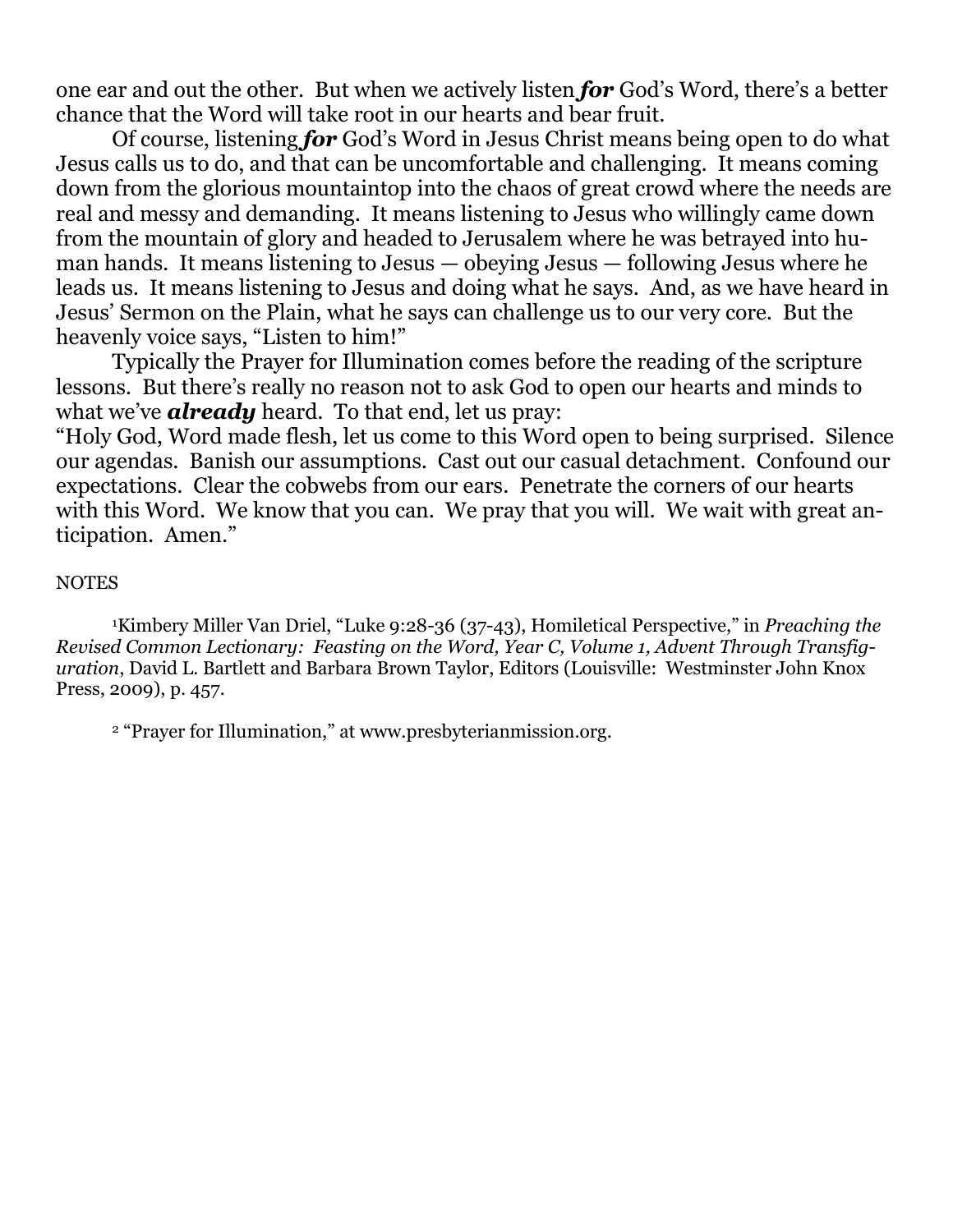one ear and out the other. But when we actively listen ***for*** God's Word, there's a better chance that the Word will take root in our hearts and bear fruit.

Of course, listening ***for*** God's Word in Jesus Christ means being open to do what Jesus calls us to do, and that can be uncomfortable and challenging. It means coming down from the glorious mountaintop into the chaos of great crowd where the needs are real and messy and demanding. It means listening to Jesus who willingly came down from the mountain of glory and headed to Jerusalem where he was betrayed into human hands. It means listening to Jesus — obeying Jesus — following Jesus where he leads us. It means listening to Jesus and doing what he says. And, as we have heard in Jesus' Sermon on the Plain, what he says can challenge us to our very core. But the heavenly voice says, "Listen to him!"

Typically the Prayer for Illumination comes before the reading of the scripture lessons. But there's really no reason not to ask God to open our hearts and minds to what we've ***already*** heard. To that end, let us pray:

"Holy God, Word made flesh, let us come to this Word open to being surprised. Silence our agendas. Banish our assumptions. Cast out our casual detachment. Confound our expectations. Clear the cobwebs from our ears. Penetrate the corners of our hearts with this Word. We know that you can. We pray that you will. We wait with great anticipation. Amen."

NOTES

[1]Kimbery Miller Van Driel, "Luke 9:28-36 (37-43), Homiletical Perspective," in *Preaching the Revised Common Lectionary: Feasting on the Word, Year C, Volume 1, Advent Through Transfiguration*, David L. Bartlett and Barbara Brown Taylor, Editors (Louisville: Westminster John Knox Press, 2009), p. 457.

[2] "Prayer for Illumination," at www.presbyterianmission.org.